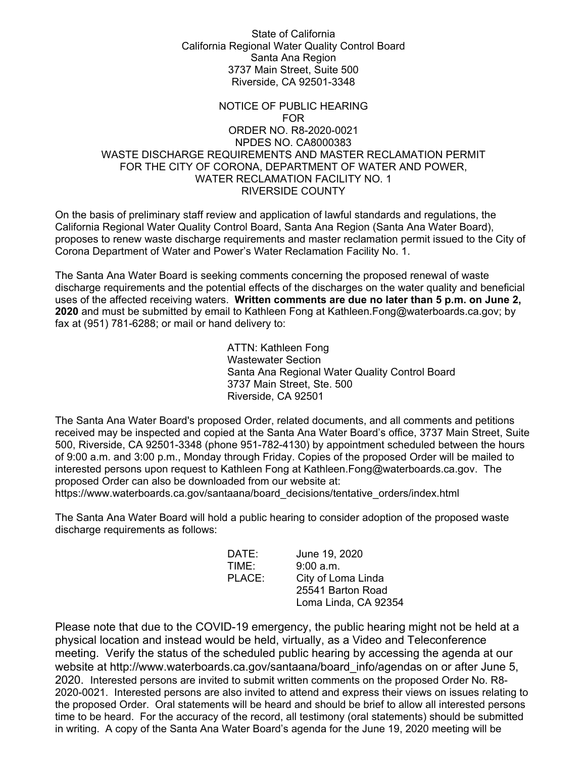State of California
California Regional Water Quality Control Board
Santa Ana Region
3737 Main Street, Suite 500
Riverside, CA 92501-3348

NOTICE OF PUBLIC HEARING
FOR
ORDER NO. R8-2020-0021
NPDES NO. CA8000383
WASTE DISCHARGE REQUIREMENTS AND MASTER RECLAMATION PERMIT
FOR THE CITY OF CORONA, DEPARTMENT OF WATER AND POWER,
WATER RECLAMATION FACILITY NO. 1
RIVERSIDE COUNTY

On the basis of preliminary staff review and application of lawful standards and regulations, the California Regional Water Quality Control Board, Santa Ana Region (Santa Ana Water Board), proposes to renew waste discharge requirements and master reclamation permit issued to the City of Corona Department of Water and Power's Water Reclamation Facility No. 1.

The Santa Ana Water Board is seeking comments concerning the proposed renewal of waste discharge requirements and the potential effects of the discharges on the water quality and beneficial uses of the affected receiving waters. **Written comments are due no later than 5 p.m. on June 2, 2020** and must be submitted by email to Kathleen Fong at Kathleen.Fong@waterboards.ca.gov; by fax at (951) 781-6288; or mail or hand delivery to:

ATTN: Kathleen Fong
Wastewater Section
Santa Ana Regional Water Quality Control Board
3737 Main Street, Ste. 500
Riverside, CA 92501

The Santa Ana Water Board's proposed Order, related documents, and all comments and petitions received may be inspected and copied at the Santa Ana Water Board's office, 3737 Main Street, Suite 500, Riverside, CA 92501-3348 (phone 951-782-4130) by appointment scheduled between the hours of 9:00 a.m. and 3:00 p.m., Monday through Friday. Copies of the proposed Order will be mailed to interested persons upon request to Kathleen Fong at Kathleen.Fong@waterboards.ca.gov. The proposed Order can also be downloaded from our website at:
https://www.waterboards.ca.gov/santaana/board_decisions/tentative_orders/index.html

The Santa Ana Water Board will hold a public hearing to consider adoption of the proposed waste discharge requirements as follows:

DATE: June 19, 2020
TIME: 9:00 a.m.
PLACE: City of Loma Linda
25541 Barton Road
Loma Linda, CA 92354

Please note that due to the COVID-19 emergency, the public hearing might not be held at a physical location and instead would be held, virtually, as a Video and Teleconference meeting. Verify the status of the scheduled public hearing by accessing the agenda at our website at http://www.waterboards.ca.gov/santaana/board_info/agendas on or after June 5, 2020. Interested persons are invited to submit written comments on the proposed Order No. R8-2020-0021. Interested persons are also invited to attend and express their views on issues relating to the proposed Order. Oral statements will be heard and should be brief to allow all interested persons time to be heard. For the accuracy of the record, all testimony (oral statements) should be submitted in writing. A copy of the Santa Ana Water Board's agenda for the June 19, 2020 meeting will be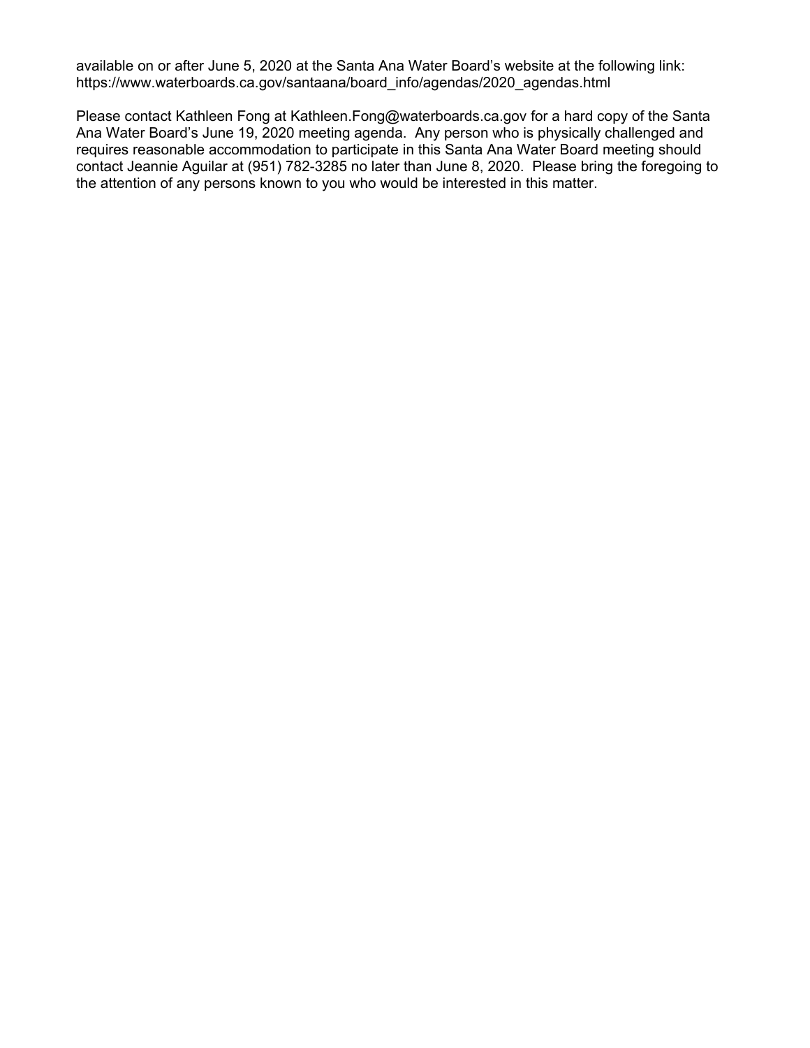available on or after June 5, 2020 at the Santa Ana Water Board's website at the following link: https://www.waterboards.ca.gov/santaana/board_info/agendas/2020_agendas.html

Please contact Kathleen Fong at Kathleen.Fong@waterboards.ca.gov for a hard copy of the Santa Ana Water Board's June 19, 2020 meeting agenda. Any person who is physically challenged and requires reasonable accommodation to participate in this Santa Ana Water Board meeting should contact Jeannie Aguilar at (951) 782-3285 no later than June 8, 2020. Please bring the foregoing to the attention of any persons known to you who would be interested in this matter.